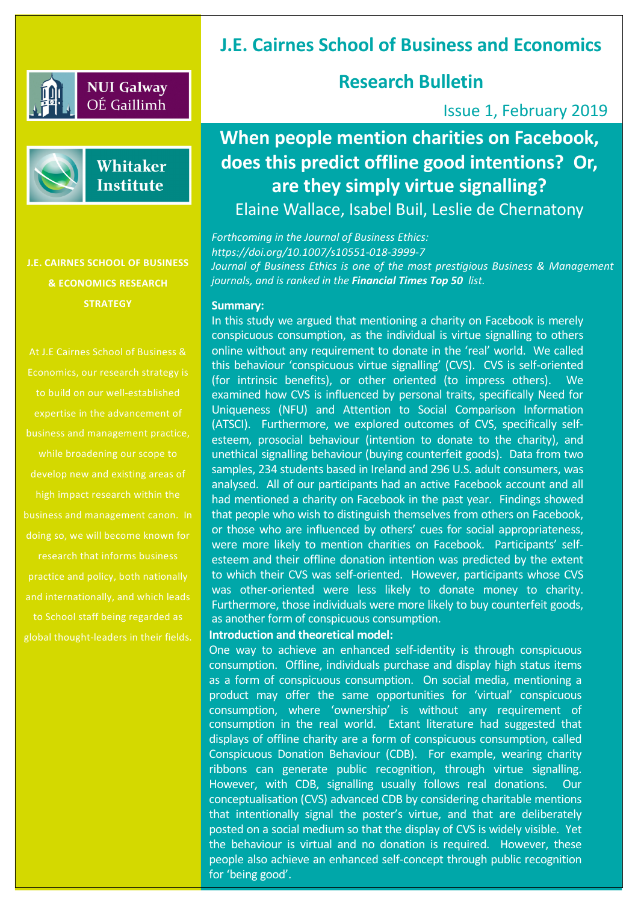# J.E. Cairnes School of Business and Economics

## Research Bulletin

Issue 1, February 2019

NUI Galway
OÉ Gaillimh

Whitaker Institute

**J.E. CAIRNES SCHOOL OF BUSINESS & ECONOMICS RESEARCH STRATEGY**

At J.E Cairnes School of Business & Economics, our research strategy is to build on our well-established expertise in the advancement of business and management practice, while broadening our scope to develop new and existing areas of high impact research within the business and management canon. In doing so, we will become known for research that informs business practice and policy, both nationally and internationally, and which leads to School staff being regarded as global thought-leaders in their fields.

## When people mention charities on Facebook, does this predict offline good intentions? Or, are they simply virtue signalling?

Elaine Wallace, Isabel Buil, Leslie de Chernatony

*Forthcoming in the Journal of Business Ethics:*
*https://doi.org/10.1007/s10551-018-3999-7*
*Journal of Business Ethics is one of the most prestigious Business & Management journals, and is ranked in the* ***Financial Times Top 50*** *list.*

**Summary:**

In this study we argued that mentioning a charity on Facebook is merely conspicuous consumption, as the individual is virtue signalling to others online without any requirement to donate in the 'real' world. We called this behaviour 'conspicuous virtue signalling' (CVS). CVS is self-oriented (for intrinsic benefits), or other oriented (to impress others). We examined how CVS is influenced by personal traits, specifically Need for Uniqueness (NFU) and Attention to Social Comparison Information (ATSCI). Furthermore, we explored outcomes of CVS, specifically self-esteem, prosocial behaviour (intention to donate to the charity), and unethical signalling behaviour (buying counterfeit goods). Data from two samples, 234 students based in Ireland and 296 U.S. adult consumers, was analysed. All of our participants had an active Facebook account and all had mentioned a charity on Facebook in the past year. Findings showed that people who wish to distinguish themselves from others on Facebook, or those who are influenced by others' cues for social appropriateness, were more likely to mention charities on Facebook. Participants' self-esteem and their offline donation intention was predicted by the extent to which their CVS was self-oriented. However, participants whose CVS was other-oriented were less likely to donate money to charity. Furthermore, those individuals were more likely to buy counterfeit goods, as another form of conspicuous consumption.

**Introduction and theoretical model:**

One way to achieve an enhanced self-identity is through conspicuous consumption. Offline, individuals purchase and display high status items as a form of conspicuous consumption. On social media, mentioning a product may offer the same opportunities for 'virtual' conspicuous consumption, where 'ownership' is without any requirement of consumption in the real world. Extant literature had suggested that displays of offline charity are a form of conspicuous consumption, called Conspicuous Donation Behaviour (CDB). For example, wearing charity ribbons can generate public recognition, through virtue signalling. However, with CDB, signalling usually follows real donations. Our conceptualisation (CVS) advanced CDB by considering charitable mentions that intentionally signal the poster's virtue, and that are deliberately posted on a social medium so that the display of CVS is widely visible. Yet the behaviour is virtual and no donation is required. However, these people also achieve an enhanced self-concept through public recognition for 'being good'.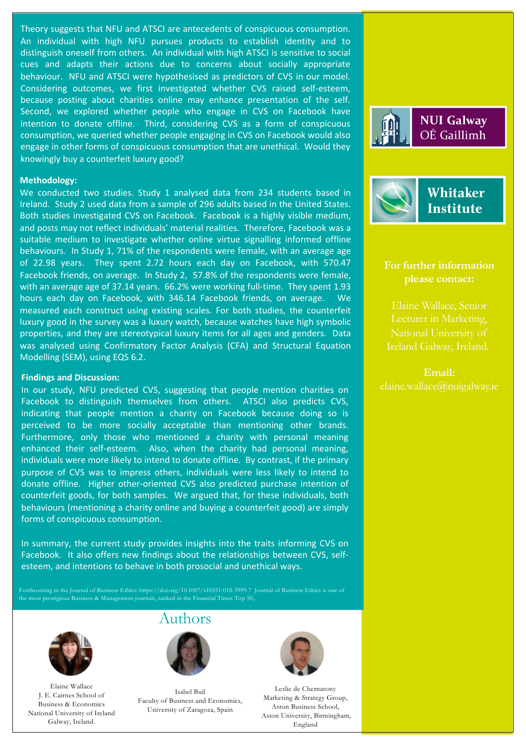Theory suggests that NFU and ATSCI are antecedents of conspicuous consumption. An individual with high NFU pursues products to establish identity and to distinguish oneself from others. An individual with high ATSCI is sensitive to social cues and adapts their actions due to concerns about socially appropriate behaviour. NFU and ATSCI were hypothesised as predictors of CVS in our model. Considering outcomes, we first investigated whether CVS raised self-esteem, because posting about charities online may enhance presentation of the self. Second, we explored whether people who engage in CVS on Facebook have intention to donate offline. Third, considering CVS as a form of conspicuous consumption, we queried whether people engaging in CVS on Facebook would also engage in other forms of conspicuous consumption that are unethical. Would they knowingly buy a counterfeit luxury good?

**Methodology:**

We conducted two studies. Study 1 analysed data from 234 students based in Ireland. Study 2 used data from a sample of 296 adults based in the United States. Both studies investigated CVS on Facebook. Facebook is a highly visible medium, and posts may not reflect individuals' material realities. Therefore, Facebook was a suitable medium to investigate whether online virtue signalling informed offline behaviours. In Study 1, 71% of the respondents were female, with an average age of 22.98 years. They spent 2.72 hours each day on Facebook, with 570.47 Facebook friends, on average. In Study 2, 57.8% of the respondents were female, with an average age of 37.14 years. 66.2% were working full-time. They spent 1.93 hours each day on Facebook, with 346.14 Facebook friends, on average. We measured each construct using existing scales. For both studies, the counterfeit luxury good in the survey was a luxury watch, because watches have high symbolic properties, and they are stereotypical luxury items for all ages and genders. Data was analysed using Confirmatory Factor Analysis (CFA) and Structural Equation Modelling (SEM), using EQS 6.2.

**Findings and Discussion:**

In our study, NFU predicted CVS, suggesting that people mention charities on Facebook to distinguish themselves from others. ATSCI also predicts CVS, indicating that people mention a charity on Facebook because doing so is perceived to be more socially acceptable than mentioning other brands. Furthermore, only those who mentioned a charity with personal meaning enhanced their self-esteem. Also, when the charity had personal meaning, individuals were more likely to intend to donate offline. By contrast, if the primary purpose of CVS was to impress others, individuals were less likely to intend to donate offline. Higher other-oriented CVS also predicted purchase intention of counterfeit goods, for both samples. We argued that, for these individuals, both behaviours (mentioning a charity online and buying a counterfeit good) are simply forms of conspicuous consumption.

In summary, the current study provides insights into the traits informing CVS on Facebook. It also offers new findings about the relationships between CVS, self-esteem, and intentions to behave in both prosocial and unethical ways.

Forthcoming in the Journal of Business Ethics: https://doi.org/10.1007/s10551-018-3999-7 Journal of Business Ethics is one of the most prestigious Business & Management journals, ranked in the Financial Times Top 50,.

NUI Galway
OÉ Gaillimh

Whitaker Institute

**For further information please contact:**

Elaine Wallace, Senior Lecturer in Marketing, National University of Ireland Galway, Ireland.

**Email:**
elaine.wallace@nuigalway.ie

## Authors

Elaine Wallace
J. E. Cairnes School of Business & Economics
National University of Ireland Galway, Ireland.

Isabel Buil
Faculty of Business and Economics, University of Zaragoza, Spain

Leslie de Chernatony
Marketing & Strategy Group, Aston Business School, Aston University, Birmingham, England